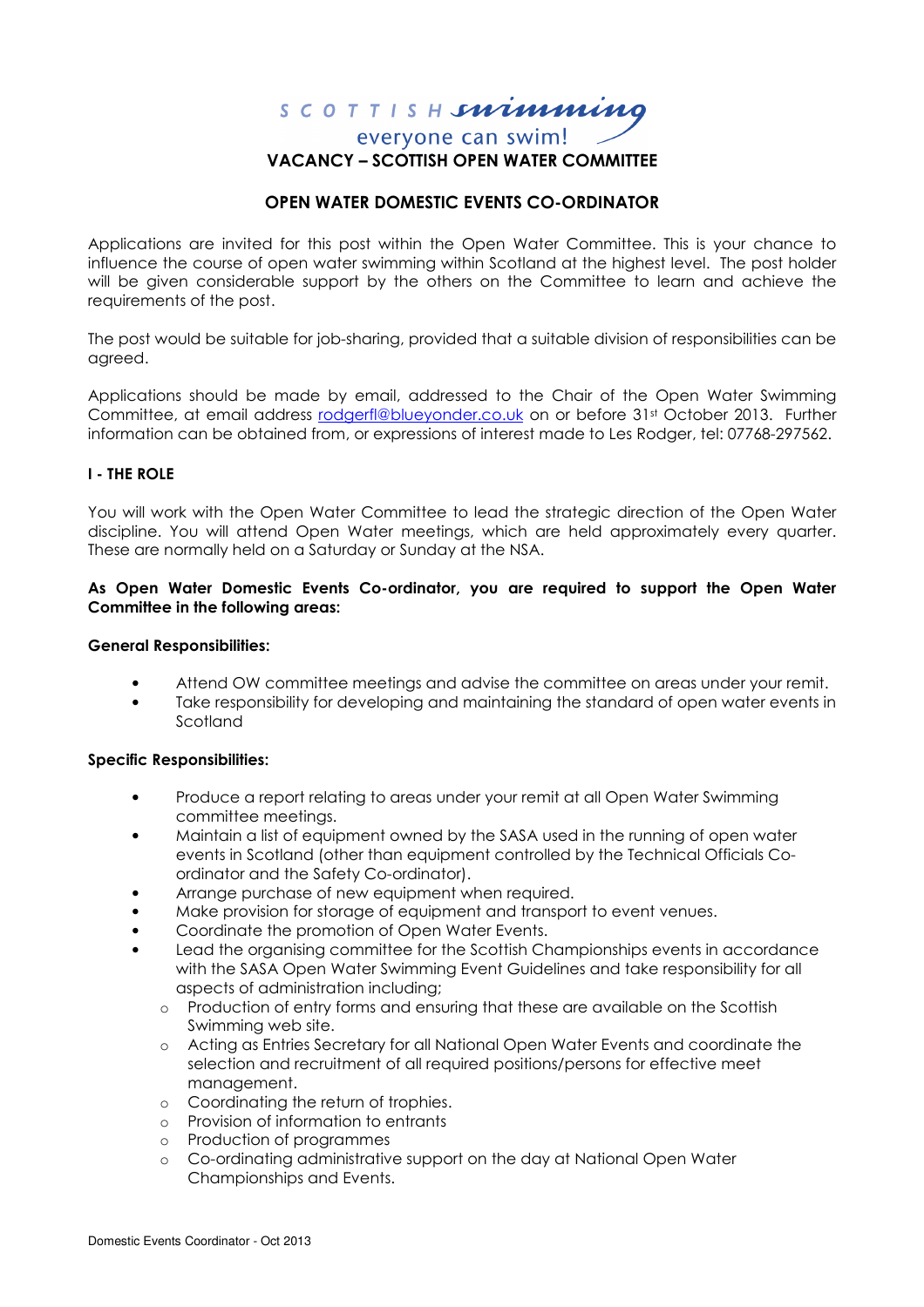SCOTTISH swimming
everyone can swim!

# VACANCY – SCOTTISH OPEN WATER COMMITTEE

## OPEN WATER DOMESTIC EVENTS CO-ORDINATOR

Applications are invited for this post within the Open Water Committee. This is your chance to influence the course of open water swimming within Scotland at the highest level. The post holder will be given considerable support by the others on the Committee to learn and achieve the requirements of the post.

The post would be suitable for job-sharing, provided that a suitable division of responsibilities can be agreed.

Applications should be made by email, addressed to the Chair of the Open Water Swimming Committee, at email address rodgerfl@blueyonder.co.uk on or before 31st October 2013. Further information can be obtained from, or expressions of interest made to Les Rodger, tel: 07768-297562.

### I - THE ROLE

You will work with the Open Water Committee to lead the strategic direction of the Open Water discipline. You will attend Open Water meetings, which are held approximately every quarter. These are normally held on a Saturday or Sunday at the NSA.

**As Open Water Domestic Events Co-ordinator, you are required to support the Open Water Committee in the following areas:**

**General Responsibilities:**

- Attend OW committee meetings and advise the committee on areas under your remit.
- Take responsibility for developing and maintaining the standard of open water events in Scotland

**Specific Responsibilities:**

- Produce a report relating to areas under your remit at all Open Water Swimming committee meetings.
- Maintain a list of equipment owned by the SASA used in the running of open water events in Scotland (other than equipment controlled by the Technical Officials Co-ordinator and the Safety Co-ordinator).
- Arrange purchase of new equipment when required.
- Make provision for storage of equipment and transport to event venues.
- Coordinate the promotion of Open Water Events.
- Lead the organising committee for the Scottish Championships events in accordance with the SASA Open Water Swimming Event Guidelines and take responsibility for all aspects of administration including;
  - Production of entry forms and ensuring that these are available on the Scottish Swimming web site.
  - Acting as Entries Secretary for all National Open Water Events and coordinate the selection and recruitment of all required positions/persons for effective meet management.
  - Coordinating the return of trophies.
  - Provision of information to entrants
  - Production of programmes
  - Co-ordinating administrative support on the day at National Open Water Championships and Events.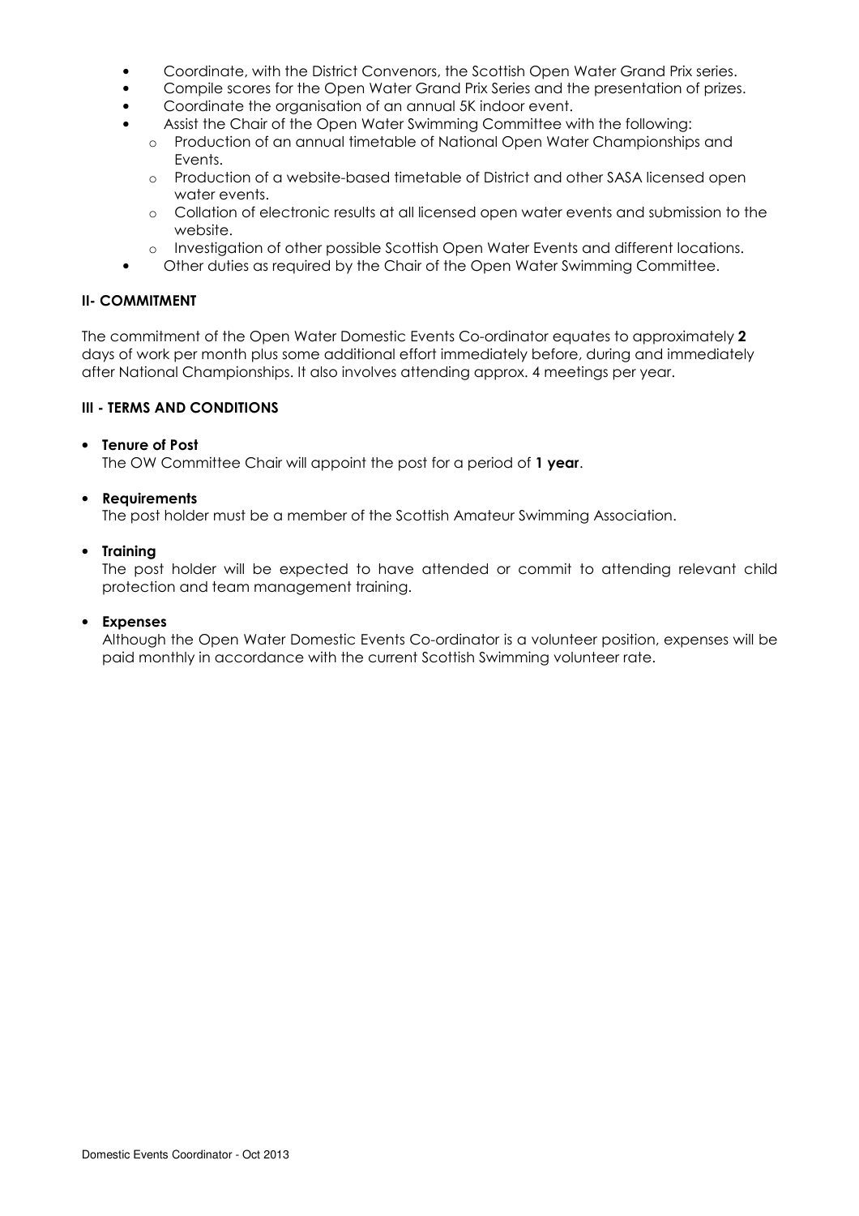- Coordinate, with the District Convenors, the Scottish Open Water Grand Prix series.
- Compile scores for the Open Water Grand Prix Series and the presentation of prizes.
- Coordinate the organisation of an annual 5K indoor event.
- Assist the Chair of the Open Water Swimming Committee with the following:
  - Production of an annual timetable of National Open Water Championships and Events.
  - Production of a website-based timetable of District and other SASA licensed open water events.
  - Collation of electronic results at all licensed open water events and submission to the website.
  - Investigation of other possible Scottish Open Water Events and different locations.
- Other duties as required by the Chair of the Open Water Swimming Committee.

**II- COMMITMENT**

The commitment of the Open Water Domestic Events Co-ordinator equates to approximately **2** days of work per month plus some additional effort immediately before, during and immediately after National Championships. It also involves attending approx. 4 meetings per year.

**III - TERMS AND CONDITIONS**

- **Tenure of Post**
  The OW Committee Chair will appoint the post for a period of **1 year**.

- **Requirements**
  The post holder must be a member of the Scottish Amateur Swimming Association.

- **Training**
  The post holder will be expected to have attended or commit to attending relevant child protection and team management training.

- **Expenses**
  Although the Open Water Domestic Events Co-ordinator is a volunteer position, expenses will be paid monthly in accordance with the current Scottish Swimming volunteer rate.